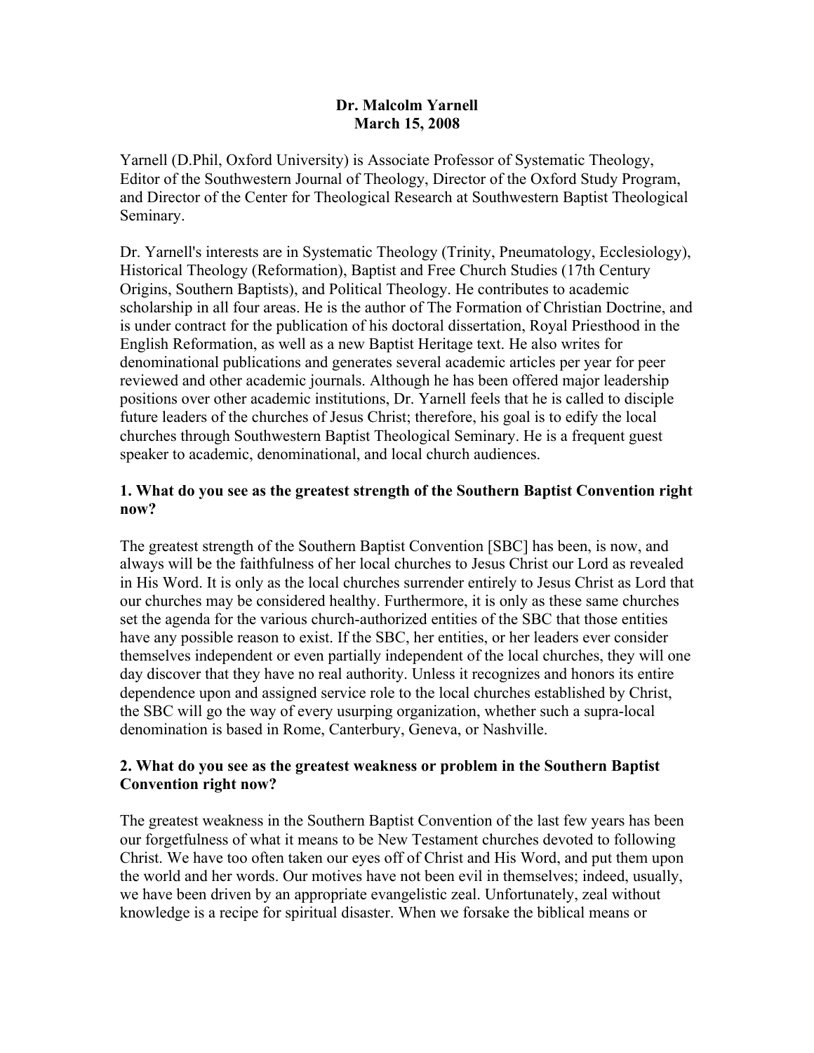**Dr. Malcolm Yarnell**
**March 15, 2008**

Yarnell (D.Phil, Oxford University) is Associate Professor of Systematic Theology, Editor of the Southwestern Journal of Theology, Director of the Oxford Study Program, and Director of the Center for Theological Research at Southwestern Baptist Theological Seminary.

Dr. Yarnell's interests are in Systematic Theology (Trinity, Pneumatology, Ecclesiology), Historical Theology (Reformation), Baptist and Free Church Studies (17th Century Origins, Southern Baptists), and Political Theology. He contributes to academic scholarship in all four areas. He is the author of The Formation of Christian Doctrine, and is under contract for the publication of his doctoral dissertation, Royal Priesthood in the English Reformation, as well as a new Baptist Heritage text. He also writes for denominational publications and generates several academic articles per year for peer reviewed and other academic journals. Although he has been offered major leadership positions over other academic institutions, Dr. Yarnell feels that he is called to disciple future leaders of the churches of Jesus Christ; therefore, his goal is to edify the local churches through Southwestern Baptist Theological Seminary. He is a frequent guest speaker to academic, denominational, and local church audiences.

**1. What do you see as the greatest strength of the Southern Baptist Convention right now?**

The greatest strength of the Southern Baptist Convention [SBC] has been, is now, and always will be the faithfulness of her local churches to Jesus Christ our Lord as revealed in His Word. It is only as the local churches surrender entirely to Jesus Christ as Lord that our churches may be considered healthy. Furthermore, it is only as these same churches set the agenda for the various church-authorized entities of the SBC that those entities have any possible reason to exist. If the SBC, her entities, or her leaders ever consider themselves independent or even partially independent of the local churches, they will one day discover that they have no real authority. Unless it recognizes and honors its entire dependence upon and assigned service role to the local churches established by Christ, the SBC will go the way of every usurping organization, whether such a supra-local denomination is based in Rome, Canterbury, Geneva, or Nashville.

**2. What do you see as the greatest weakness or problem in the Southern Baptist Convention right now?**

The greatest weakness in the Southern Baptist Convention of the last few years has been our forgetfulness of what it means to be New Testament churches devoted to following Christ. We have too often taken our eyes off of Christ and His Word, and put them upon the world and her words. Our motives have not been evil in themselves; indeed, usually, we have been driven by an appropriate evangelistic zeal. Unfortunately, zeal without knowledge is a recipe for spiritual disaster. When we forsake the biblical means or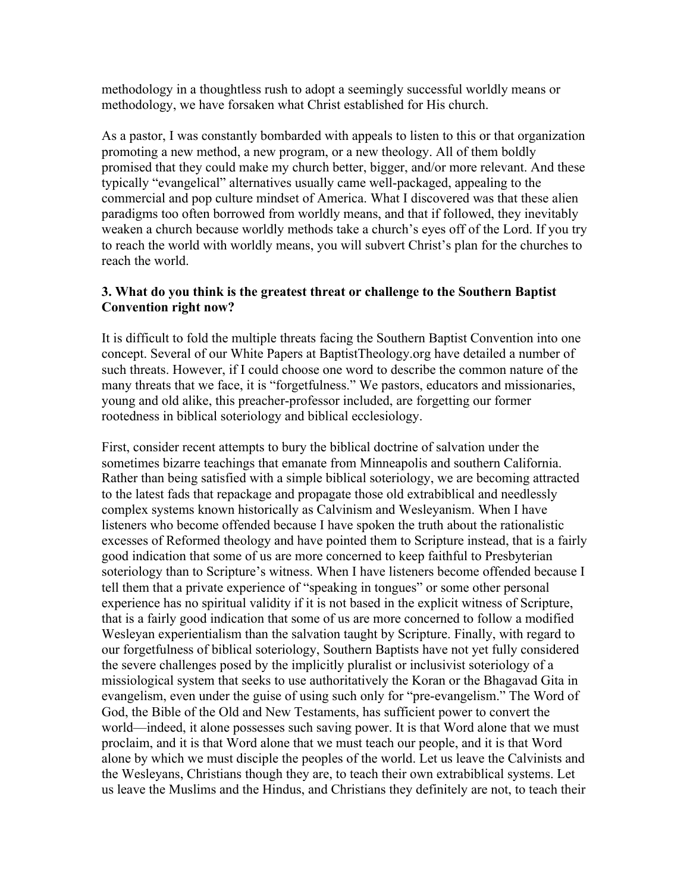methodology in a thoughtless rush to adopt a seemingly successful worldly means or methodology, we have forsaken what Christ established for His church.

As a pastor, I was constantly bombarded with appeals to listen to this or that organization promoting a new method, a new program, or a new theology. All of them boldly promised that they could make my church better, bigger, and/or more relevant. And these typically "evangelical" alternatives usually came well-packaged, appealing to the commercial and pop culture mindset of America. What I discovered was that these alien paradigms too often borrowed from worldly means, and that if followed, they inevitably weaken a church because worldly methods take a church's eyes off of the Lord. If you try to reach the world with worldly means, you will subvert Christ's plan for the churches to reach the world.

**3. What do you think is the greatest threat or challenge to the Southern Baptist Convention right now?**

It is difficult to fold the multiple threats facing the Southern Baptist Convention into one concept. Several of our White Papers at BaptistTheology.org have detailed a number of such threats. However, if I could choose one word to describe the common nature of the many threats that we face, it is "forgetfulness." We pastors, educators and missionaries, young and old alike, this preacher-professor included, are forgetting our former rootedness in biblical soteriology and biblical ecclesiology.

First, consider recent attempts to bury the biblical doctrine of salvation under the sometimes bizarre teachings that emanate from Minneapolis and southern California. Rather than being satisfied with a simple biblical soteriology, we are becoming attracted to the latest fads that repackage and propagate those old extrabiblical and needlessly complex systems known historically as Calvinism and Wesleyanism. When I have listeners who become offended because I have spoken the truth about the rationalistic excesses of Reformed theology and have pointed them to Scripture instead, that is a fairly good indication that some of us are more concerned to keep faithful to Presbyterian soteriology than to Scripture's witness. When I have listeners become offended because I tell them that a private experience of "speaking in tongues" or some other personal experience has no spiritual validity if it is not based in the explicit witness of Scripture, that is a fairly good indication that some of us are more concerned to follow a modified Wesleyan experientialism than the salvation taught by Scripture. Finally, with regard to our forgetfulness of biblical soteriology, Southern Baptists have not yet fully considered the severe challenges posed by the implicitly pluralist or inclusivist soteriology of a missiological system that seeks to use authoritatively the Koran or the Bhagavad Gita in evangelism, even under the guise of using such only for "pre-evangelism." The Word of God, the Bible of the Old and New Testaments, has sufficient power to convert the world—indeed, it alone possesses such saving power. It is that Word alone that we must proclaim, and it is that Word alone that we must teach our people, and it is that Word alone by which we must disciple the peoples of the world. Let us leave the Calvinists and the Wesleyans, Christians though they are, to teach their own extrabiblical systems. Let us leave the Muslims and the Hindus, and Christians they definitely are not, to teach their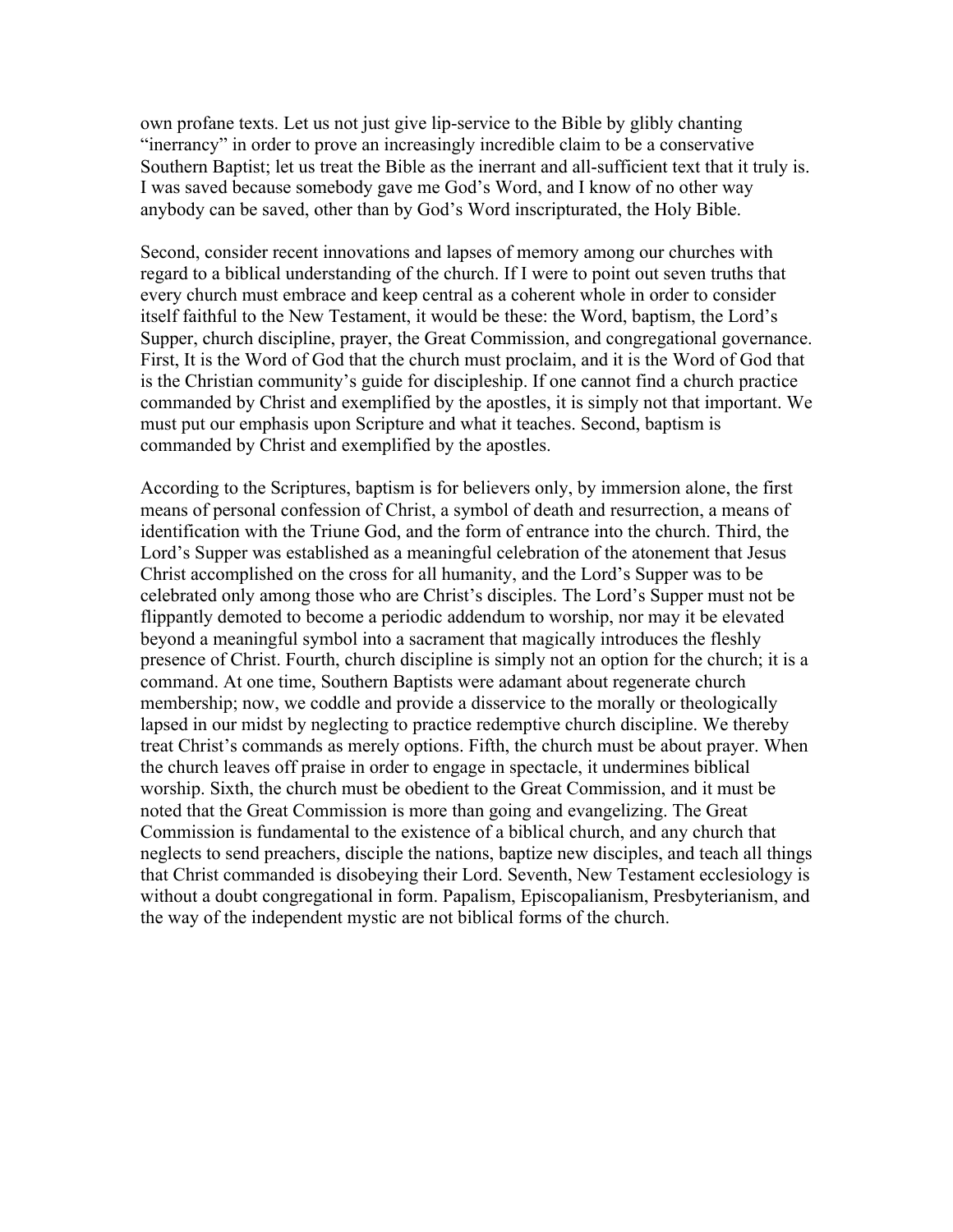own profane texts. Let us not just give lip-service to the Bible by glibly chanting "inerrancy" in order to prove an increasingly incredible claim to be a conservative Southern Baptist; let us treat the Bible as the inerrant and all-sufficient text that it truly is. I was saved because somebody gave me God's Word, and I know of no other way anybody can be saved, other than by God's Word inscripturated, the Holy Bible.

Second, consider recent innovations and lapses of memory among our churches with regard to a biblical understanding of the church. If I were to point out seven truths that every church must embrace and keep central as a coherent whole in order to consider itself faithful to the New Testament, it would be these: the Word, baptism, the Lord's Supper, church discipline, prayer, the Great Commission, and congregational governance. First, It is the Word of God that the church must proclaim, and it is the Word of God that is the Christian community's guide for discipleship. If one cannot find a church practice commanded by Christ and exemplified by the apostles, it is simply not that important. We must put our emphasis upon Scripture and what it teaches. Second, baptism is commanded by Christ and exemplified by the apostles.

According to the Scriptures, baptism is for believers only, by immersion alone, the first means of personal confession of Christ, a symbol of death and resurrection, a means of identification with the Triune God, and the form of entrance into the church. Third, the Lord's Supper was established as a meaningful celebration of the atonement that Jesus Christ accomplished on the cross for all humanity, and the Lord's Supper was to be celebrated only among those who are Christ's disciples. The Lord's Supper must not be flippantly demoted to become a periodic addendum to worship, nor may it be elevated beyond a meaningful symbol into a sacrament that magically introduces the fleshly presence of Christ. Fourth, church discipline is simply not an option for the church; it is a command. At one time, Southern Baptists were adamant about regenerate church membership; now, we coddle and provide a disservice to the morally or theologically lapsed in our midst by neglecting to practice redemptive church discipline. We thereby treat Christ's commands as merely options. Fifth, the church must be about prayer. When the church leaves off praise in order to engage in spectacle, it undermines biblical worship. Sixth, the church must be obedient to the Great Commission, and it must be noted that the Great Commission is more than going and evangelizing. The Great Commission is fundamental to the existence of a biblical church, and any church that neglects to send preachers, disciple the nations, baptize new disciples, and teach all things that Christ commanded is disobeying their Lord. Seventh, New Testament ecclesiology is without a doubt congregational in form. Papalism, Episcopalianism, Presbyterianism, and the way of the independent mystic are not biblical forms of the church.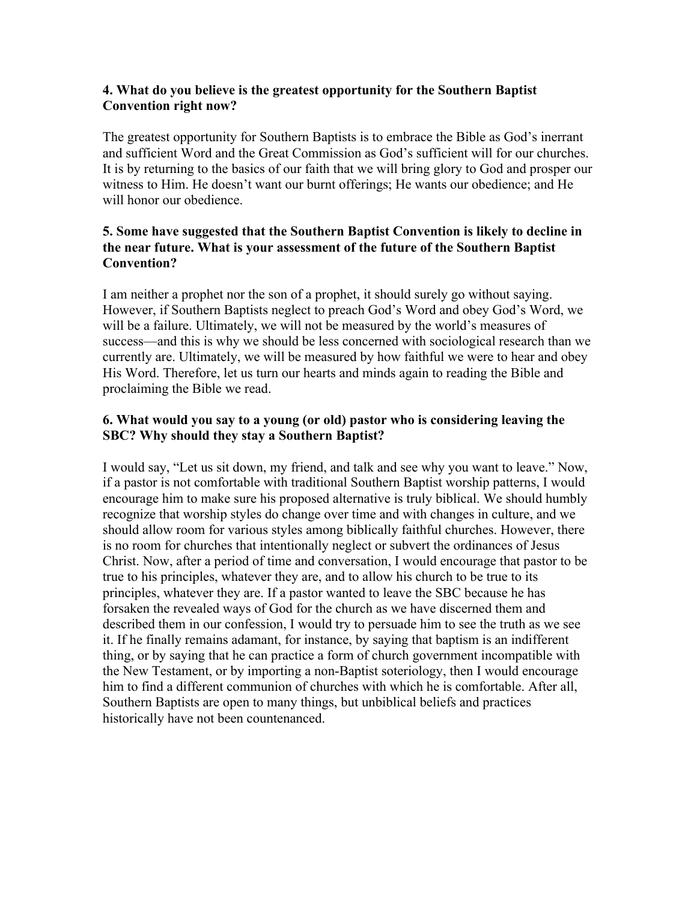**4. What do you believe is the greatest opportunity for the Southern Baptist Convention right now?**

The greatest opportunity for Southern Baptists is to embrace the Bible as God's inerrant and sufficient Word and the Great Commission as God's sufficient will for our churches. It is by returning to the basics of our faith that we will bring glory to God and prosper our witness to Him. He doesn't want our burnt offerings; He wants our obedience; and He will honor our obedience.

**5. Some have suggested that the Southern Baptist Convention is likely to decline in the near future. What is your assessment of the future of the Southern Baptist Convention?**

I am neither a prophet nor the son of a prophet, it should surely go without saying. However, if Southern Baptists neglect to preach God's Word and obey God's Word, we will be a failure. Ultimately, we will not be measured by the world's measures of success—and this is why we should be less concerned with sociological research than we currently are. Ultimately, we will be measured by how faithful we were to hear and obey His Word. Therefore, let us turn our hearts and minds again to reading the Bible and proclaiming the Bible we read.

**6. What would you say to a young (or old) pastor who is considering leaving the SBC? Why should they stay a Southern Baptist?**

I would say, "Let us sit down, my friend, and talk and see why you want to leave." Now, if a pastor is not comfortable with traditional Southern Baptist worship patterns, I would encourage him to make sure his proposed alternative is truly biblical. We should humbly recognize that worship styles do change over time and with changes in culture, and we should allow room for various styles among biblically faithful churches. However, there is no room for churches that intentionally neglect or subvert the ordinances of Jesus Christ. Now, after a period of time and conversation, I would encourage that pastor to be true to his principles, whatever they are, and to allow his church to be true to its principles, whatever they are. If a pastor wanted to leave the SBC because he has forsaken the revealed ways of God for the church as we have discerned them and described them in our confession, I would try to persuade him to see the truth as we see it. If he finally remains adamant, for instance, by saying that baptism is an indifferent thing, or by saying that he can practice a form of church government incompatible with the New Testament, or by importing a non-Baptist soteriology, then I would encourage him to find a different communion of churches with which he is comfortable. After all, Southern Baptists are open to many things, but unbiblical beliefs and practices historically have not been countenanced.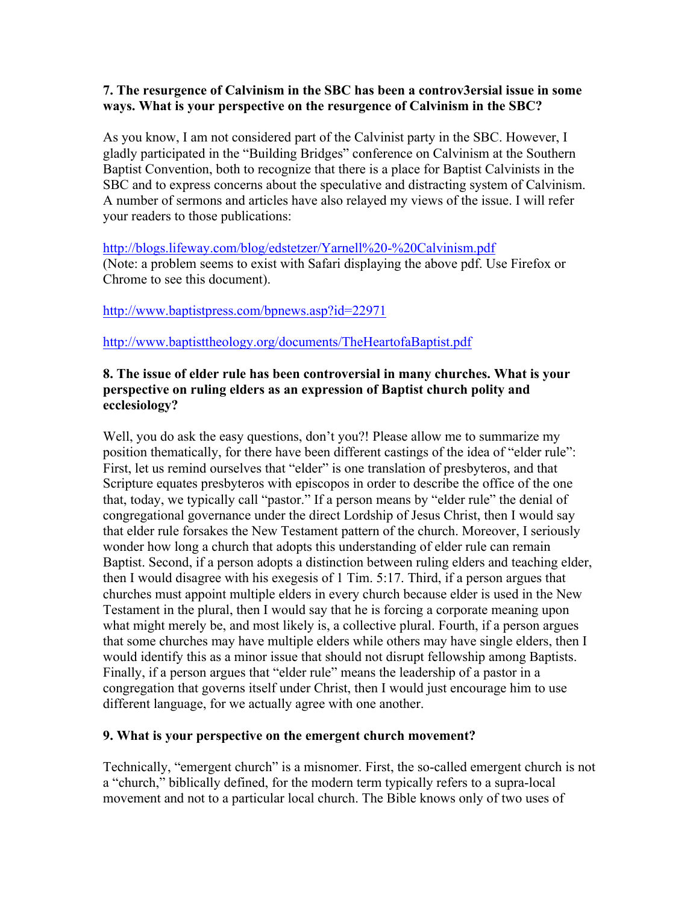**7. The resurgence of Calvinism in the SBC has been a controv3ersial issue in some ways. What is your perspective on the resurgence of Calvinism in the SBC?**

As you know, I am not considered part of the Calvinist party in the SBC. However, I gladly participated in the "Building Bridges" conference on Calvinism at the Southern Baptist Convention, both to recognize that there is a place for Baptist Calvinists in the SBC and to express concerns about the speculative and distracting system of Calvinism. A number of sermons and articles have also relayed my views of the issue. I will refer your readers to those publications:

http://blogs.lifeway.com/blog/edstetzer/Yarnell%20-%20Calvinism.pdf
(Note: a problem seems to exist with Safari displaying the above pdf. Use Firefox or Chrome to see this document).

http://www.baptistpress.com/bpnews.asp?id=22971

http://www.baptisttheology.org/documents/TheHeartofaBaptist.pdf

**8. The issue of elder rule has been controversial in many churches. What is your perspective on ruling elders as an expression of Baptist church polity and ecclesiology?**

Well, you do ask the easy questions, don't you?! Please allow me to summarize my position thematically, for there have been different castings of the idea of "elder rule": First, let us remind ourselves that "elder" is one translation of presbyteros, and that Scripture equates presbyteros with episcopos in order to describe the office of the one that, today, we typically call "pastor." If a person means by "elder rule" the denial of congregational governance under the direct Lordship of Jesus Christ, then I would say that elder rule forsakes the New Testament pattern of the church. Moreover, I seriously wonder how long a church that adopts this understanding of elder rule can remain Baptist. Second, if a person adopts a distinction between ruling elders and teaching elder, then I would disagree with his exegesis of 1 Tim. 5:17. Third, if a person argues that churches must appoint multiple elders in every church because elder is used in the New Testament in the plural, then I would say that he is forcing a corporate meaning upon what might merely be, and most likely is, a collective plural. Fourth, if a person argues that some churches may have multiple elders while others may have single elders, then I would identify this as a minor issue that should not disrupt fellowship among Baptists. Finally, if a person argues that "elder rule" means the leadership of a pastor in a congregation that governs itself under Christ, then I would just encourage him to use different language, for we actually agree with one another.

**9. What is your perspective on the emergent church movement?**

Technically, "emergent church" is a misnomer. First, the so-called emergent church is not a "church," biblically defined, for the modern term typically refers to a supra-local movement and not to a particular local church. The Bible knows only of two uses of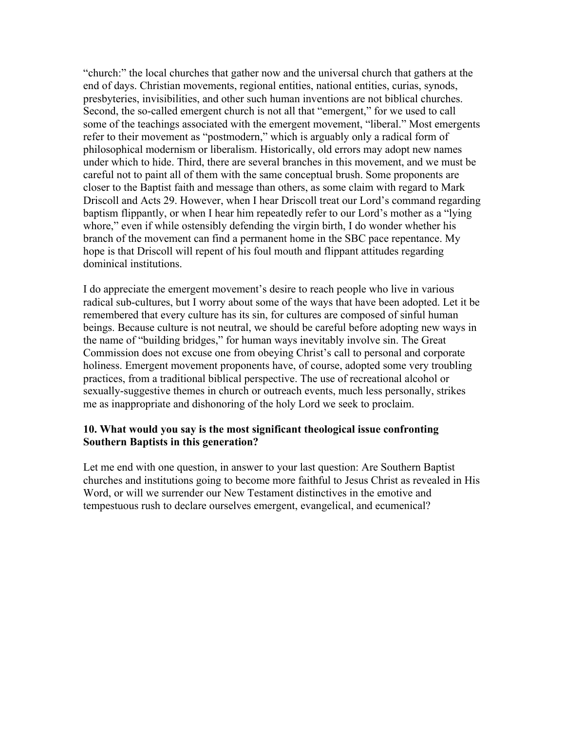"church:" the local churches that gather now and the universal church that gathers at the end of days. Christian movements, regional entities, national entities, curias, synods, presbyteries, invisibilities, and other such human inventions are not biblical churches. Second, the so-called emergent church is not all that "emergent," for we used to call some of the teachings associated with the emergent movement, "liberal." Most emergents refer to their movement as "postmodern," which is arguably only a radical form of philosophical modernism or liberalism. Historically, old errors may adopt new names under which to hide. Third, there are several branches in this movement, and we must be careful not to paint all of them with the same conceptual brush. Some proponents are closer to the Baptist faith and message than others, as some claim with regard to Mark Driscoll and Acts 29. However, when I hear Driscoll treat our Lord's command regarding baptism flippantly, or when I hear him repeatedly refer to our Lord's mother as a "lying whore," even if while ostensibly defending the virgin birth, I do wonder whether his branch of the movement can find a permanent home in the SBC pace repentance. My hope is that Driscoll will repent of his foul mouth and flippant attitudes regarding dominical institutions.

I do appreciate the emergent movement's desire to reach people who live in various radical sub-cultures, but I worry about some of the ways that have been adopted. Let it be remembered that every culture has its sin, for cultures are composed of sinful human beings. Because culture is not neutral, we should be careful before adopting new ways in the name of "building bridges," for human ways inevitably involve sin. The Great Commission does not excuse one from obeying Christ's call to personal and corporate holiness. Emergent movement proponents have, of course, adopted some very troubling practices, from a traditional biblical perspective. The use of recreational alcohol or sexually-suggestive themes in church or outreach events, much less personally, strikes me as inappropriate and dishonoring of the holy Lord we seek to proclaim.

**10. What would you say is the most significant theological issue confronting Southern Baptists in this generation?**

Let me end with one question, in answer to your last question: Are Southern Baptist churches and institutions going to become more faithful to Jesus Christ as revealed in His Word, or will we surrender our New Testament distinctives in the emotive and tempestuous rush to declare ourselves emergent, evangelical, and ecumenical?